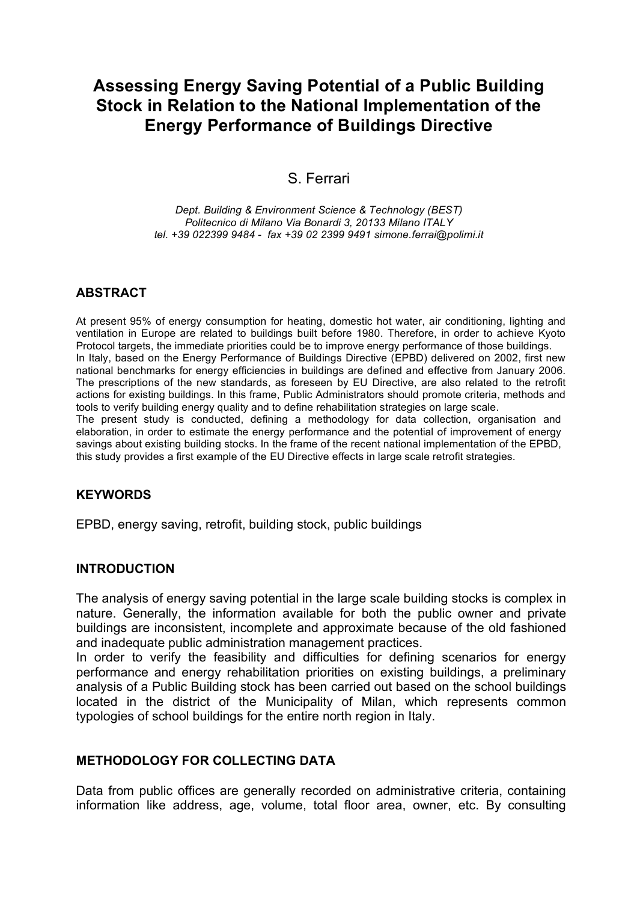# Assessing Energy Saving Potential of a Public Building Stock in Relation to the National Implementation of the Energy Performance of Buildings Directive

S. Ferrari

*Dept. Building & Environment Science & Technology (BEST)*
*Politecnico di Milano Via Bonardi 3, 20133 Milano ITALY*
*tel. +39 022399 9484 - fax +39 02 2399 9491 simone.ferrai@polimi.it*

## ABSTRACT

At present 95% of energy consumption for heating, domestic hot water, air conditioning, lighting and ventilation in Europe are related to buildings built before 1980. Therefore, in order to achieve Kyoto Protocol targets, the immediate priorities could be to improve energy performance of those buildings.
In Italy, based on the Energy Performance of Buildings Directive (EPBD) delivered on 2002, first new national benchmarks for energy efficiencies in buildings are defined and effective from January 2006. The prescriptions of the new standards, as foreseen by EU Directive, are also related to the retrofit actions for existing buildings. In this frame, Public Administrators should promote criteria, methods and tools to verify building energy quality and to define rehabilitation strategies on large scale.
The present study is conducted, defining a methodology for data collection, organisation and elaboration, in order to estimate the energy performance and the potential of improvement of energy savings about existing building stocks. In the frame of the recent national implementation of the EPBD, this study provides a first example of the EU Directive effects in large scale retrofit strategies.

## KEYWORDS

EPBD, energy saving, retrofit, building stock, public buildings

## INTRODUCTION

The analysis of energy saving potential in the large scale building stocks is complex in nature. Generally, the information available for both the public owner and private buildings are inconsistent, incomplete and approximate because of the old fashioned and inadequate public administration management practices.
In order to verify the feasibility and difficulties for defining scenarios for energy performance and energy rehabilitation priorities on existing buildings, a preliminary analysis of a Public Building stock has been carried out based on the school buildings located in the district of the Municipality of Milan, which represents common typologies of school buildings for the entire north region in Italy.

## METHODOLOGY FOR COLLECTING DATA

Data from public offices are generally recorded on administrative criteria, containing information like address, age, volume, total floor area, owner, etc. By consulting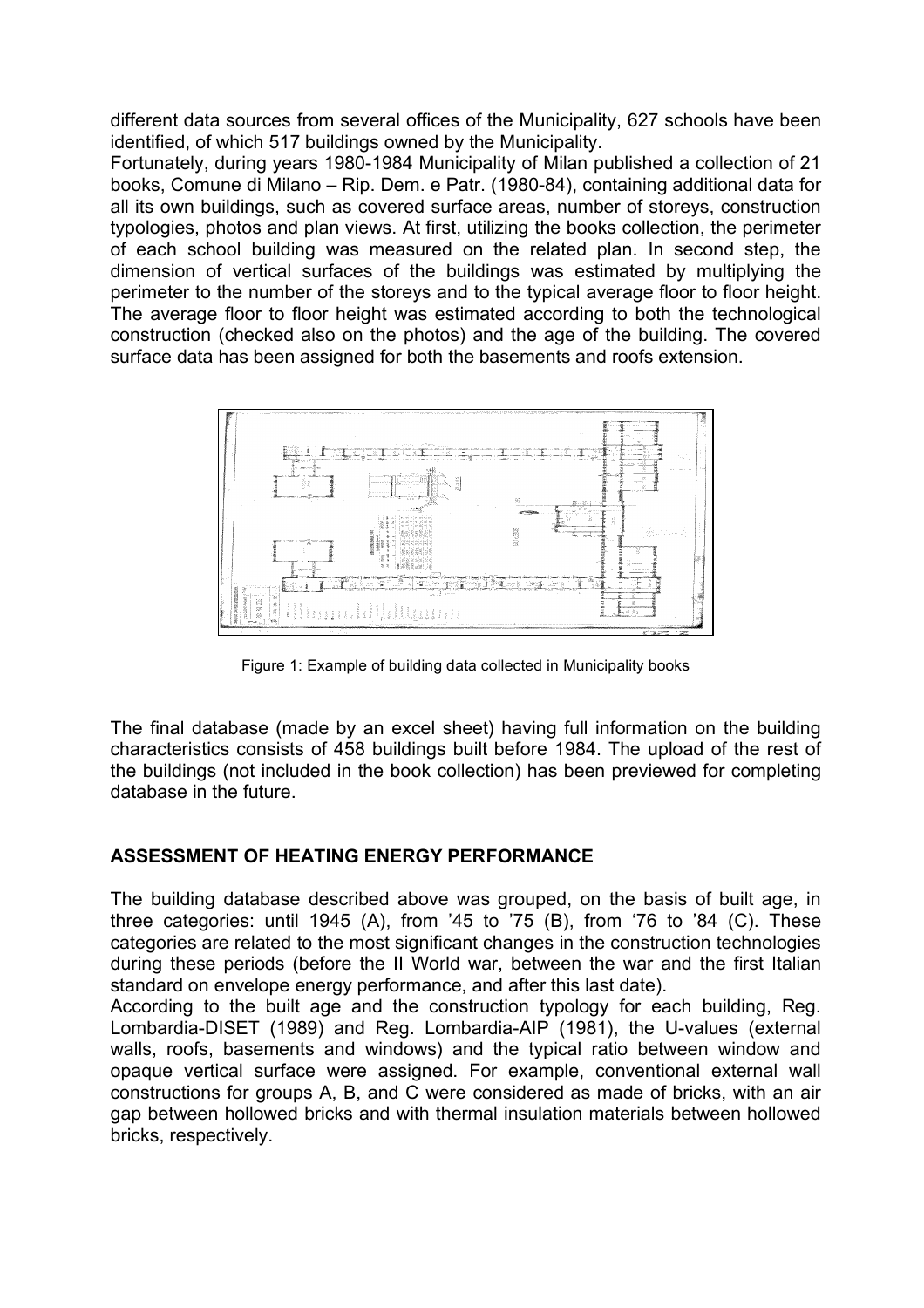different data sources from several offices of the Municipality, 627 schools have been identified, of which 517 buildings owned by the Municipality.

Fortunately, during years 1980-1984 Municipality of Milan published a collection of 21 books, Comune di Milano – Rip. Dem. e Patr. (1980-84), containing additional data for all its own buildings, such as covered surface areas, number of storeys, construction typologies, photos and plan views. At first, utilizing the books collection, the perimeter of each school building was measured on the related plan. In second step, the dimension of vertical surfaces of the buildings was estimated by multiplying the perimeter to the number of the storeys and to the typical average floor to floor height. The average floor to floor height was estimated according to both the technological construction (checked also on the photos) and the age of the building. The covered surface data has been assigned for both the basements and roofs extension.

Figure 1: Example of building data collected in Municipality books

The final database (made by an excel sheet) having full information on the building characteristics consists of 458 buildings built before 1984. The upload of the rest of the buildings (not included in the book collection) has been previewed for completing database in the future.

## ASSESSMENT OF HEATING ENERGY PERFORMANCE

The building database described above was grouped, on the basis of built age, in three categories: until 1945 (A), from '45 to '75 (B), from '76 to '84 (C). These categories are related to the most significant changes in the construction technologies during these periods (before the II World war, between the war and the first Italian standard on envelope energy performance, and after this last date).

According to the built age and the construction typology for each building, Reg. Lombardia-DISET (1989) and Reg. Lombardia-AIP (1981), the U-values (external walls, roofs, basements and windows) and the typical ratio between window and opaque vertical surface were assigned. For example, conventional external wall constructions for groups A, B, and C were considered as made of bricks, with an air gap between hollowed bricks and with thermal insulation materials between hollowed bricks, respectively.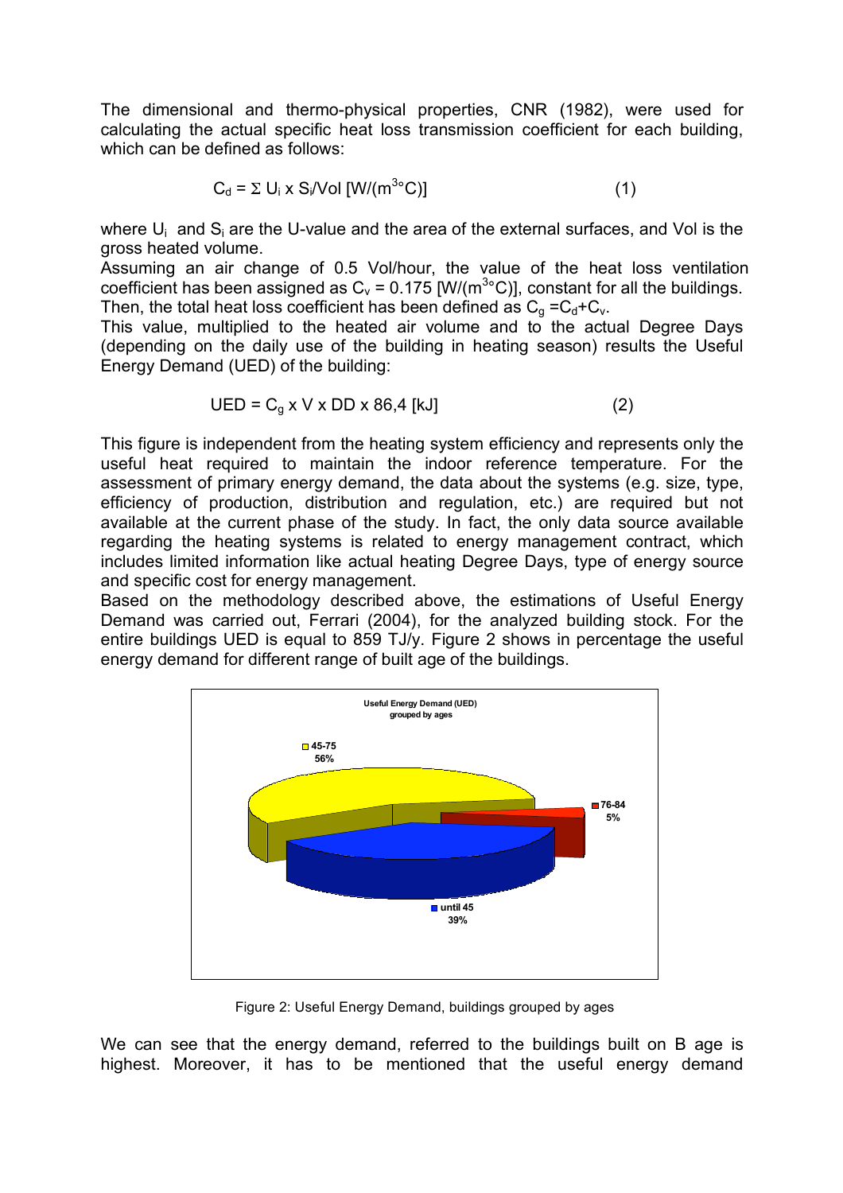The dimensional and thermo-physical properties, CNR (1982), were used for calculating the actual specific heat loss transmission coefficient for each building, which can be defined as follows:

$$C_d = \Sigma\, U_i \times S_i/Vol\ [W/(m^3{}^\circ C)] \qquad (1)$$

where $U_i$ and $S_i$ are the U-value and the area of the external surfaces, and Vol is the gross heated volume.

Assuming an air change of 0.5 Vol/hour, the value of the heat loss ventilation coefficient has been assigned as $C_v = 0.175\ [W/(m^3{}^\circ C)]$, constant for all the buildings. Then, the total heat loss coefficient has been defined as $C_g = C_d + C_v$.

This value, multiplied to the heated air volume and to the actual Degree Days (depending on the daily use of the building in heating season) results the Useful Energy Demand (UED) of the building:

$$UED = C_g \times V \times DD \times 86{,}4\ [kJ] \qquad (2)$$

This figure is independent from the heating system efficiency and represents only the useful heat required to maintain the indoor reference temperature. For the assessment of primary energy demand, the data about the systems (e.g. size, type, efficiency of production, distribution and regulation, etc.) are required but not available at the current phase of the study. In fact, the only data source available regarding the heating systems is related to energy management contract, which includes limited information like actual heating Degree Days, type of energy source and specific cost for energy management.

Based on the methodology described above, the estimations of Useful Energy Demand was carried out, Ferrari (2004), for the analyzed building stock. For the entire buildings UED is equal to 859 TJ/y. Figure 2 shows in percentage the useful energy demand for different range of built age of the buildings.

Figure 2: Useful Energy Demand, buildings grouped by ages

We can see that the energy demand, referred to the buildings built on B age is highest. Moreover, it has to be mentioned that the useful energy demand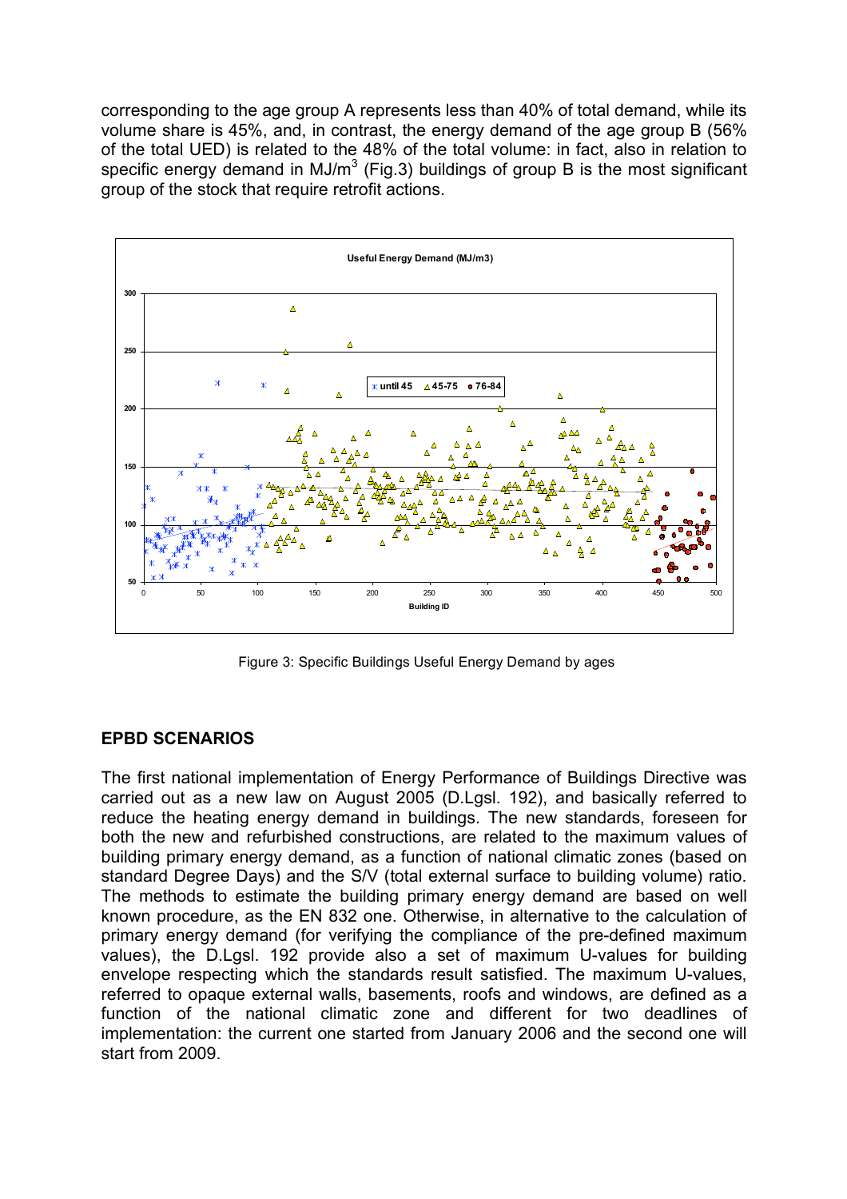corresponding to the age group A represents less than 40% of total demand, while its volume share is 45%, and, in contrast, the energy demand of the age group B (56% of the total UED) is related to the 48% of the total volume: in fact, also in relation to specific energy demand in MJ/m$^3$ (Fig.3) buildings of group B is the most significant group of the stock that require retrofit actions.

Figure 3: Specific Buildings Useful Energy Demand by ages

## EPBD SCENARIOS

The first national implementation of Energy Performance of Buildings Directive was carried out as a new law on August 2005 (D.Lgsl. 192), and basically referred to reduce the heating energy demand in buildings. The new standards, foreseen for both the new and refurbished constructions, are related to the maximum values of building primary energy demand, as a function of national climatic zones (based on standard Degree Days) and the S/V (total external surface to building volume) ratio. The methods to estimate the building primary energy demand are based on well known procedure, as the EN 832 one. Otherwise, in alternative to the calculation of primary energy demand (for verifying the compliance of the pre-defined maximum values), the D.Lgsl. 192 provide also a set of maximum U-values for building envelope respecting which the standards result satisfied. The maximum U-values, referred to opaque external walls, basements, roofs and windows, are defined as a function of the national climatic zone and different for two deadlines of implementation: the current one started from January 2006 and the second one will start from 2009.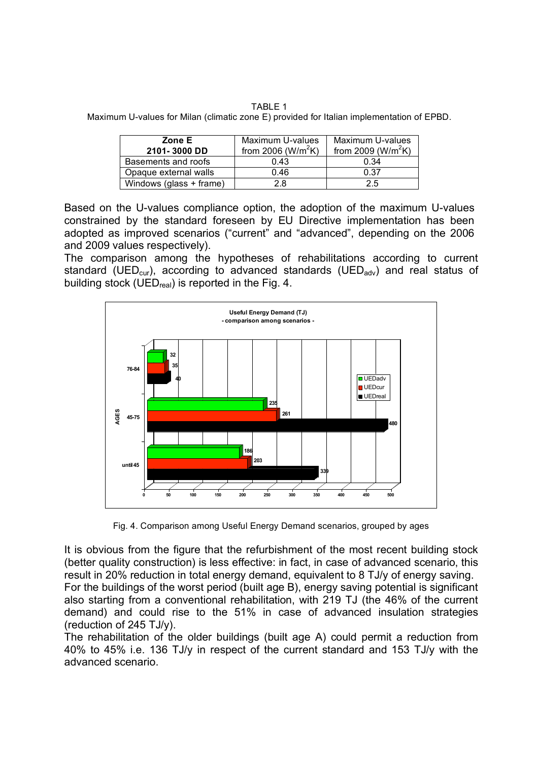TABLE 1

Maximum U-values for Milan (climatic zone E) provided for Italian implementation of EPBD.

| **Zone E 2101- 3000 DD** | Maximum U-values from 2006 ($W/m^2K$) | Maximum U-values from 2009 ($W/m^2K$) |
|---|---|---|
| Basements and roofs | 0.43 | 0.34 |
| Opaque external walls | 0.46 | 0.37 |
| Windows (glass + frame) | 2.8 | 2.5 |

Based on the U-values compliance option, the adoption of the maximum U-values constrained by the standard foreseen by EU Directive implementation has been adopted as improved scenarios ("current" and "advanced", depending on the 2006 and 2009 values respectively).

The comparison among the hypotheses of rehabilitations according to current standard ($UED_{cur}$), according to advanced standards ($UED_{adv}$) and real status of building stock ($UED_{real}$) is reported in the Fig. 4.

Fig. 4. Comparison among Useful Energy Demand scenarios, grouped by ages

It is obvious from the figure that the refurbishment of the most recent building stock (better quality construction) is less effective: in fact, in case of advanced scenario, this result in 20% reduction in total energy demand, equivalent to 8 TJ/y of energy saving.

For the buildings of the worst period (built age B), energy saving potential is significant also starting from a conventional rehabilitation, with 219 TJ (the 46% of the current demand) and could rise to the 51% in case of advanced insulation strategies (reduction of 245 TJ/y).

The rehabilitation of the older buildings (built age A) could permit a reduction from 40% to 45% i.e. 136 TJ/y in respect of the current standard and 153 TJ/y with the advanced scenario.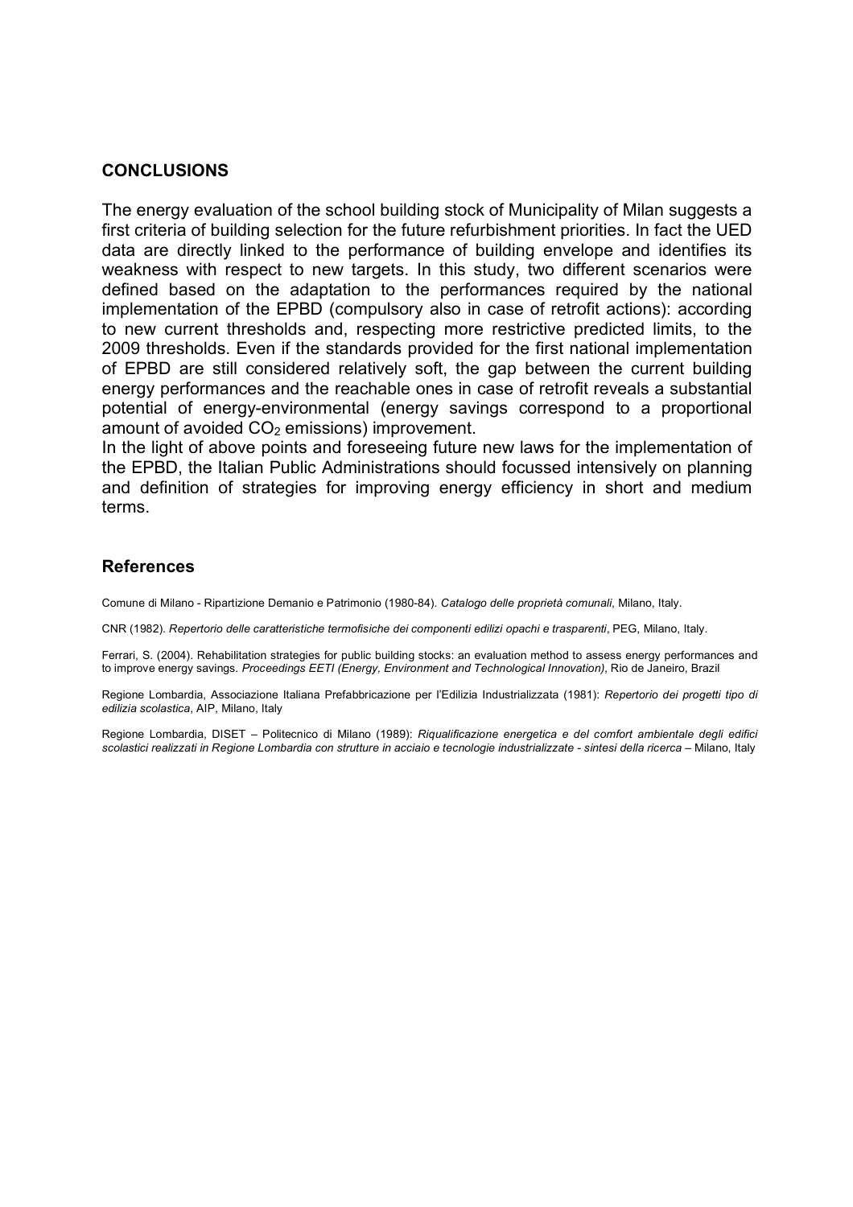## CONCLUSIONS

The energy evaluation of the school building stock of Municipality of Milan suggests a first criteria of building selection for the future refurbishment priorities. In fact the UED data are directly linked to the performance of building envelope and identifies its weakness with respect to new targets. In this study, two different scenarios were defined based on the adaptation to the performances required by the national implementation of the EPBD (compulsory also in case of retrofit actions): according to new current thresholds and, respecting more restrictive predicted limits, to the 2009 thresholds. Even if the standards provided for the first national implementation of EPBD are still considered relatively soft, the gap between the current building energy performances and the reachable ones in case of retrofit reveals a substantial potential of energy-environmental (energy savings correspond to a proportional amount of avoided $CO_2$ emissions) improvement.

In the light of above points and foreseeing future new laws for the implementation of the EPBD, the Italian Public Administrations should focussed intensively on planning and definition of strategies for improving energy efficiency in short and medium terms.

## References

Comune di Milano - Ripartizione Demanio e Patrimonio (1980-84). *Catalogo delle proprietà comunali*, Milano, Italy.

CNR (1982). *Repertorio delle caratteristiche termofisiche dei componenti edilizi opachi e trasparenti*, PEG, Milano, Italy.

Ferrari, S. (2004). Rehabilitation strategies for public building stocks: an evaluation method to assess energy performances and to improve energy savings. *Proceedings EETI (Energy, Environment and Technological Innovation)*, Rio de Janeiro, Brazil

Regione Lombardia, Associazione Italiana Prefabbricazione per l'Edilizia Industrializzata (1981): *Repertorio dei progetti tipo di edilizia scolastica*, AIP, Milano, Italy

Regione Lombardia, DISET – Politecnico di Milano (1989): *Riqualificazione energetica e del comfort ambientale degli edifici scolastici realizzati in Regione Lombardia con strutture in acciaio e tecnologie industrializzate - sintesi della ricerca* – Milano, Italy